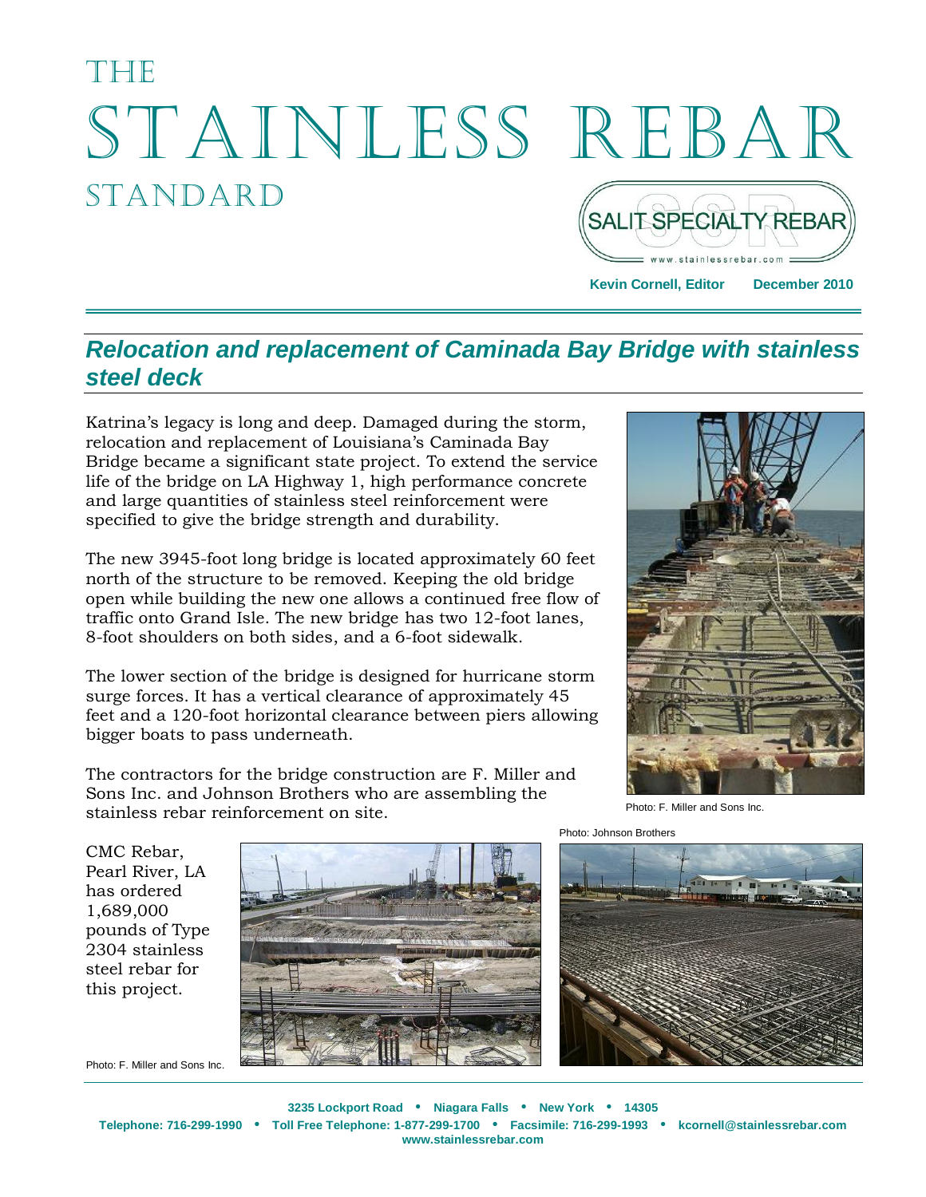# THE STAINLESS REBAR STANDARD

SALIT SPECIALTY REBAR
www.stainlessrebar.com

**Kevin Cornell, Editor** **December 2010**

## *Relocation and replacement of Caminada Bay Bridge with stainless steel deck*

Katrina's legacy is long and deep. Damaged during the storm, relocation and replacement of Louisiana's Caminada Bay Bridge became a significant state project. To extend the service life of the bridge on LA Highway 1, high performance concrete and large quantities of stainless steel reinforcement were specified to give the bridge strength and durability.

The new 3945-foot long bridge is located approximately 60 feet north of the structure to be removed. Keeping the old bridge open while building the new one allows a continued free flow of traffic onto Grand Isle. The new bridge has two 12-foot lanes, 8-foot shoulders on both sides, and a 6-foot sidewalk.

The lower section of the bridge is designed for hurricane storm surge forces. It has a vertical clearance of approximately 45 feet and a 120-foot horizontal clearance between piers allowing bigger boats to pass underneath.

The contractors for the bridge construction are F. Miller and Sons Inc. and Johnson Brothers who are assembling the stainless rebar reinforcement on site.

Photo: F. Miller and Sons Inc.

CMC Rebar, Pearl River, LA has ordered 1,689,000 pounds of Type 2304 stainless steel rebar for this project.

Photo: F. Miller and Sons Inc.

Photo: Johnson Brothers

**3235 Lockport Road • Niagara Falls • New York • 14305**
**Telephone: 716-299-1990 • Toll Free Telephone: 1-877-299-1700 • Facsimile: 716-299-1993 • kcornell@stainlessrebar.com**
**www.stainlessrebar.com**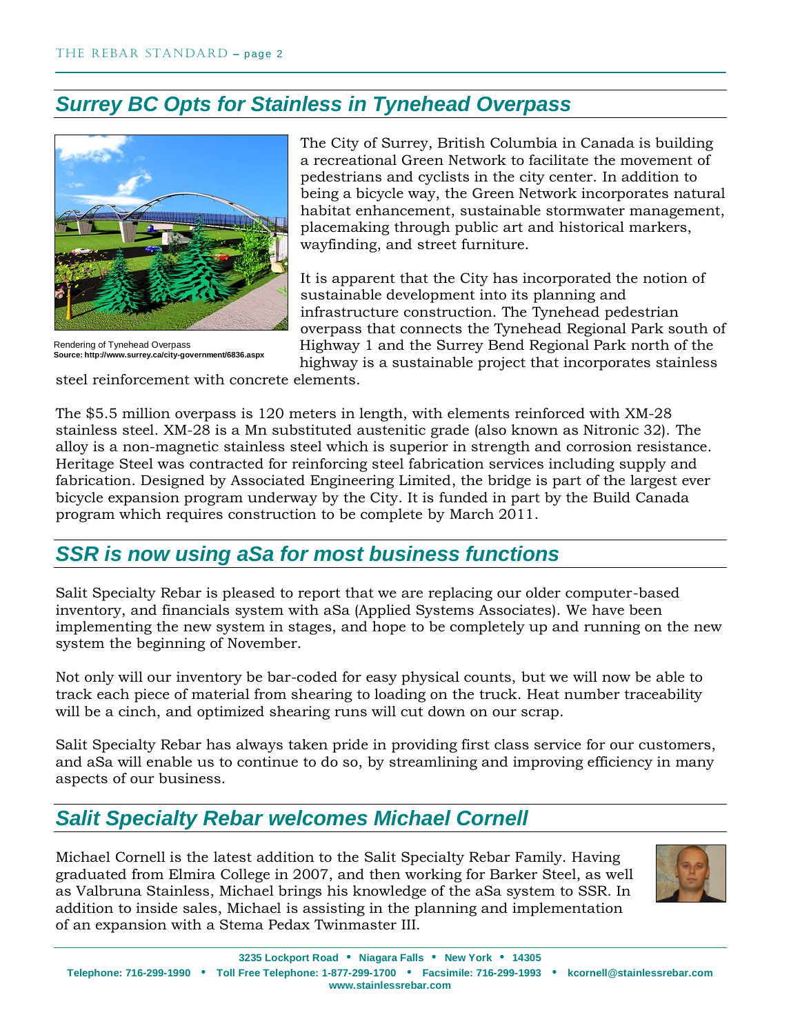## Surrey BC Opts for Stainless in Tynehead Overpass

Rendering of Tynehead Overpass
**Source: http://www.surrey.ca/city-government/6836.aspx**

The City of Surrey, British Columbia in Canada is building a recreational Green Network to facilitate the movement of pedestrians and cyclists in the city center. In addition to being a bicycle way, the Green Network incorporates natural habitat enhancement, sustainable stormwater management, placemaking through public art and historical markers, wayfinding, and street furniture.

It is apparent that the City has incorporated the notion of sustainable development into its planning and infrastructure construction. The Tynehead pedestrian overpass that connects the Tynehead Regional Park south of Highway 1 and the Surrey Bend Regional Park north of the highway is a sustainable project that incorporates stainless steel reinforcement with concrete elements.

The $5.5 million overpass is 120 meters in length, with elements reinforced with XM-28 stainless steel. XM-28 is a Mn substituted austenitic grade (also known as Nitronic 32). The alloy is a non-magnetic stainless steel which is superior in strength and corrosion resistance. Heritage Steel was contracted for reinforcing steel fabrication services including supply and fabrication. Designed by Associated Engineering Limited, the bridge is part of the largest ever bicycle expansion program underway by the City. It is funded in part by the Build Canada program which requires construction to be complete by March 2011.

## SSR is now using aSa for most business functions

Salit Specialty Rebar is pleased to report that we are replacing our older computer-based inventory, and financials system with aSa (Applied Systems Associates). We have been implementing the new system in stages, and hope to be completely up and running on the new system the beginning of November.

Not only will our inventory be bar-coded for easy physical counts, but we will now be able to track each piece of material from shearing to loading on the truck. Heat number traceability will be a cinch, and optimized shearing runs will cut down on our scrap.

Salit Specialty Rebar has always taken pride in providing first class service for our customers, and aSa will enable us to continue to do so, by streamlining and improving efficiency in many aspects of our business.

## Salit Specialty Rebar welcomes Michael Cornell

Michael Cornell is the latest addition to the Salit Specialty Rebar Family. Having graduated from Elmira College in 2007, and then working for Barker Steel, as well as Valbruna Stainless, Michael brings his knowledge of the aSa system to SSR. In addition to inside sales, Michael is assisting in the planning and implementation of an expansion with a Stema Pedax Twinmaster III.

**3235 Lockport Road • Niagara Falls • New York • 14305**
**Telephone: 716-299-1990 • Toll Free Telephone: 1-877-299-1700 • Facsimile: 716-299-1993 • kcornell@stainlessrebar.com**
**www.stainlessrebar.com**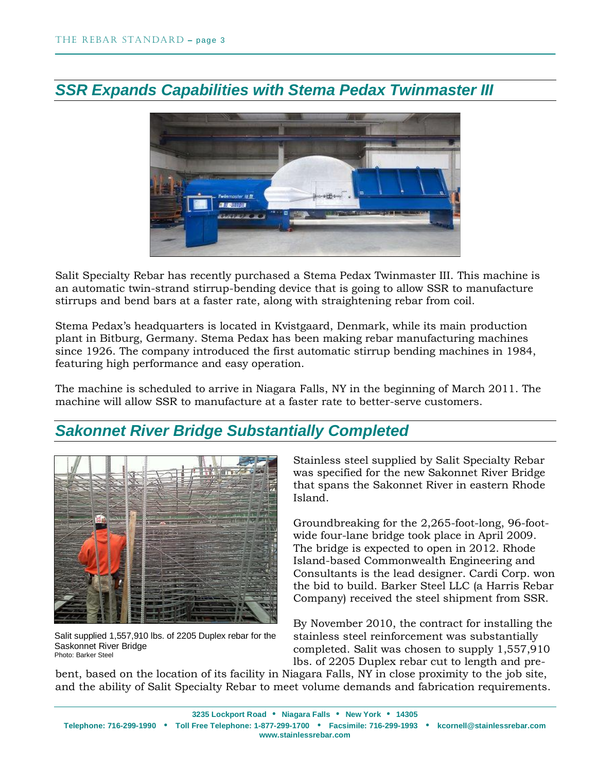## SSR Expands Capabilities with Stema Pedax Twinmaster III

Salit Specialty Rebar has recently purchased a Stema Pedax Twinmaster III. This machine is an automatic twin-strand stirrup-bending device that is going to allow SSR to manufacture stirrups and bend bars at a faster rate, along with straightening rebar from coil.

Stema Pedax's headquarters is located in Kvistgaard, Denmark, while its main production plant in Bitburg, Germany. Stema Pedax has been making rebar manufacturing machines since 1926. The company introduced the first automatic stirrup bending machines in 1984, featuring high performance and easy operation.

The machine is scheduled to arrive in Niagara Falls, NY in the beginning of March 2011. The machine will allow SSR to manufacture at a faster rate to better-serve customers.

## Sakonnet River Bridge Substantially Completed

Salit supplied 1,557,910 lbs. of 2205 Duplex rebar for the Saskonnet River Bridge
Photo: Barker Steel

Stainless steel supplied by Salit Specialty Rebar was specified for the new Sakonnet River Bridge that spans the Sakonnet River in eastern Rhode Island.

Groundbreaking for the 2,265-foot-long, 96-foot-wide four-lane bridge took place in April 2009. The bridge is expected to open in 2012. Rhode Island-based Commonwealth Engineering and Consultants is the lead designer. Cardi Corp. won the bid to build. Barker Steel LLC (a Harris Rebar Company) received the steel shipment from SSR.

By November 2010, the contract for installing the stainless steel reinforcement was substantially completed. Salit was chosen to supply 1,557,910 lbs. of 2205 Duplex rebar cut to length and pre-bent, based on the location of its facility in Niagara Falls, NY in close proximity to the job site, and the ability of Salit Specialty Rebar to meet volume demands and fabrication requirements.

3235 Lockport Road • Niagara Falls • New York • 14305
Telephone: 716-299-1990 • Toll Free Telephone: 1-877-299-1700 • Facsimile: 716-299-1993 • kcornell@stainlessrebar.com
www.stainlessrebar.com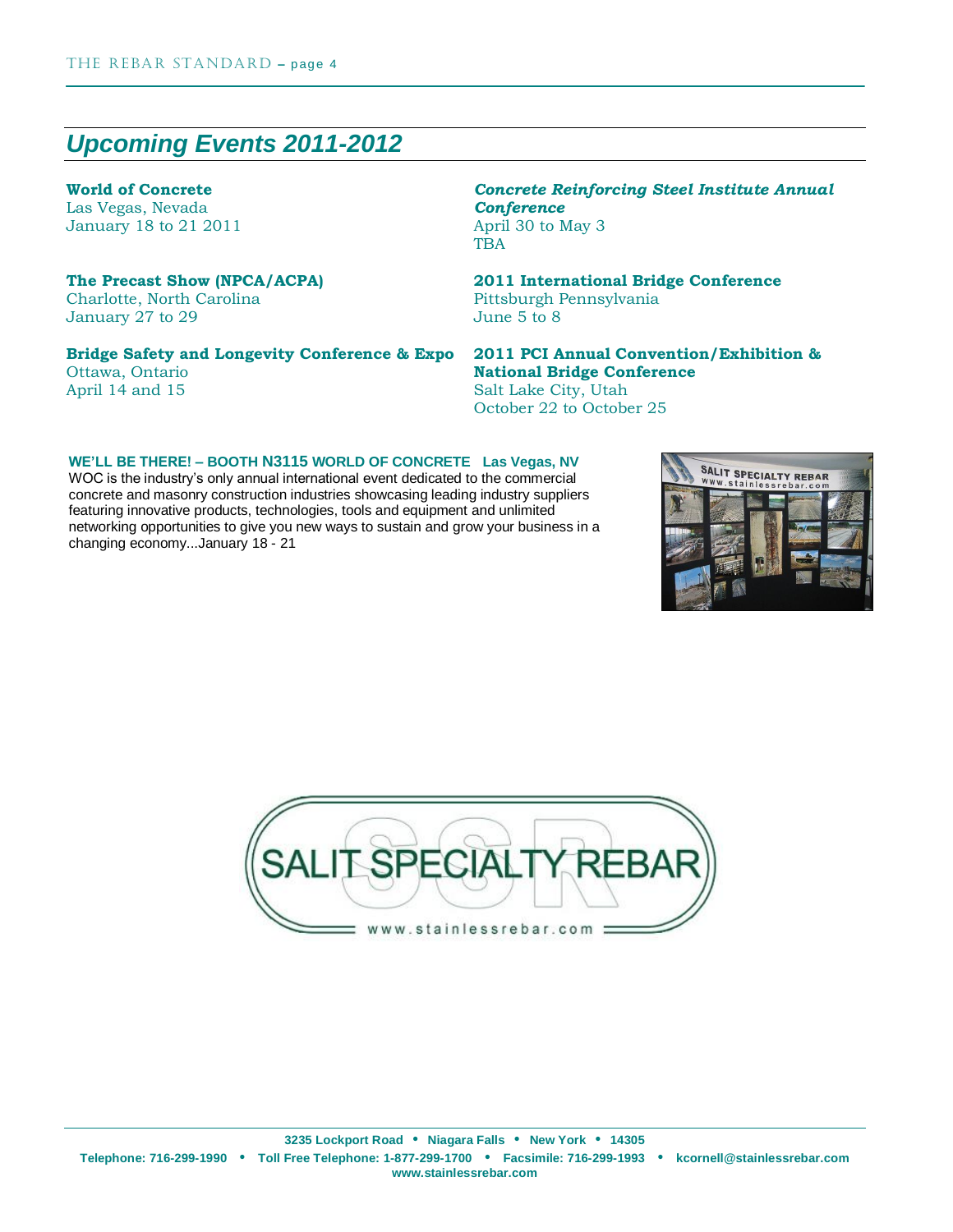## Upcoming Events 2011-2012

**World of Concrete**
Las Vegas, Nevada
January 18 to 21 2011

**The Precast Show (NPCA/ACPA)**
Charlotte, North Carolina
January 27 to 29

**Bridge Safety and Longevity Conference & Expo**
Ottawa, Ontario
April 14 and 15

***Concrete Reinforcing Steel Institute Annual Conference***
April 30 to May 3
TBA

**2011 International Bridge Conference**
Pittsburgh Pennsylvania
June 5 to 8

**2011 PCI Annual Convention/Exhibition & National Bridge Conference**
Salt Lake City, Utah
October 22 to October 25

**WE'LL BE THERE! – BOOTH N3115 WORLD OF CONCRETE Las Vegas, NV**

WOC is the industry's only annual international event dedicated to the commercial concrete and masonry construction industries showcasing leading industry suppliers featuring innovative products, technologies, tools and equipment and unlimited networking opportunities to give you new ways to sustain and grow your business in a changing economy...January 18 - 21

SALIT SPECIALTY REBAR
www.stainlessrebar.com

3235 Lockport Road • Niagara Falls • New York • 14305
Telephone: 716-299-1990 • Toll Free Telephone: 1-877-299-1700 • Facsimile: 716-299-1993 • kcornell@stainlessrebar.com
www.stainlessrebar.com